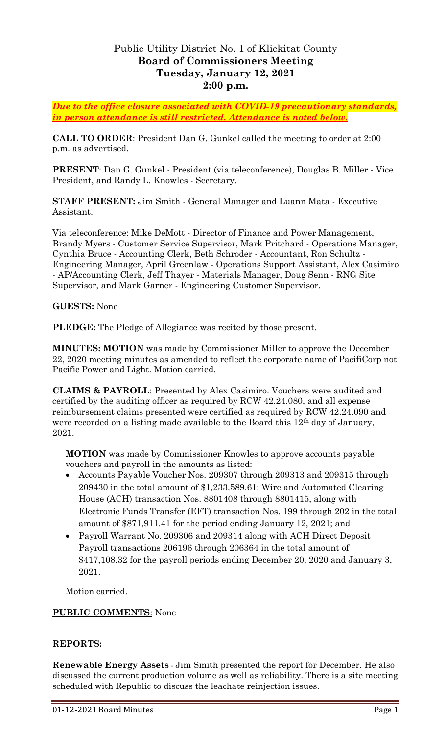# Public Utility District No. 1 of Klickitat County
## Board of Commissioners Meeting
## Tuesday, January 12, 2021
## 2:00 p.m.

***Due to the office closure associated with COVID-19 precautionary standards, in person attendance is still restricted. Attendance is noted below.***

**CALL TO ORDER**: President Dan G. Gunkel called the meeting to order at 2:00 p.m. as advertised.

**PRESENT**: Dan G. Gunkel - President (via teleconference), Douglas B. Miller - Vice President, and Randy L. Knowles - Secretary.

**STAFF PRESENT:** Jim Smith - General Manager and Luann Mata - Executive Assistant.

Via teleconference: Mike DeMott - Director of Finance and Power Management, Brandy Myers - Customer Service Supervisor, Mark Pritchard - Operations Manager, Cynthia Bruce - Accounting Clerk, Beth Schroder - Accountant, Ron Schultz - Engineering Manager, April Greenlaw - Operations Support Assistant, Alex Casimiro - AP/Accounting Clerk, Jeff Thayer - Materials Manager, Doug Senn - RNG Site Supervisor, and Mark Garner - Engineering Customer Supervisor.

**GUESTS:** None

**PLEDGE:** The Pledge of Allegiance was recited by those present.

**MINUTES: MOTION** was made by Commissioner Miller to approve the December 22, 2020 meeting minutes as amended to reflect the corporate name of PacifiCorp not Pacific Power and Light. Motion carried.

**CLAIMS & PAYROLL**: Presented by Alex Casimiro. Vouchers were audited and certified by the auditing officer as required by RCW 42.24.080, and all expense reimbursement claims presented were certified as required by RCW 42.24.090 and were recorded on a listing made available to the Board this 12th day of January, 2021.

**MOTION** was made by Commissioner Knowles to approve accounts payable vouchers and payroll in the amounts as listed:

- Accounts Payable Voucher Nos. 209307 through 209313 and 209315 through 209430 in the total amount of $1,233,589.61; Wire and Automated Clearing House (ACH) transaction Nos. 8801408 through 8801415, along with Electronic Funds Transfer (EFT) transaction Nos. 199 through 202 in the total amount of $871,911.41 for the period ending January 12, 2021; and
- Payroll Warrant No. 209306 and 209314 along with ACH Direct Deposit Payroll transactions 206196 through 206364 in the total amount of $417,108.32 for the payroll periods ending December 20, 2020 and January 3, 2021.

Motion carried.

**PUBLIC COMMENTS**: None

**REPORTS:**

**Renewable Energy Assets -** Jim Smith presented the report for December. He also discussed the current production volume as well as reliability. There is a site meeting scheduled with Republic to discuss the leachate reinjection issues.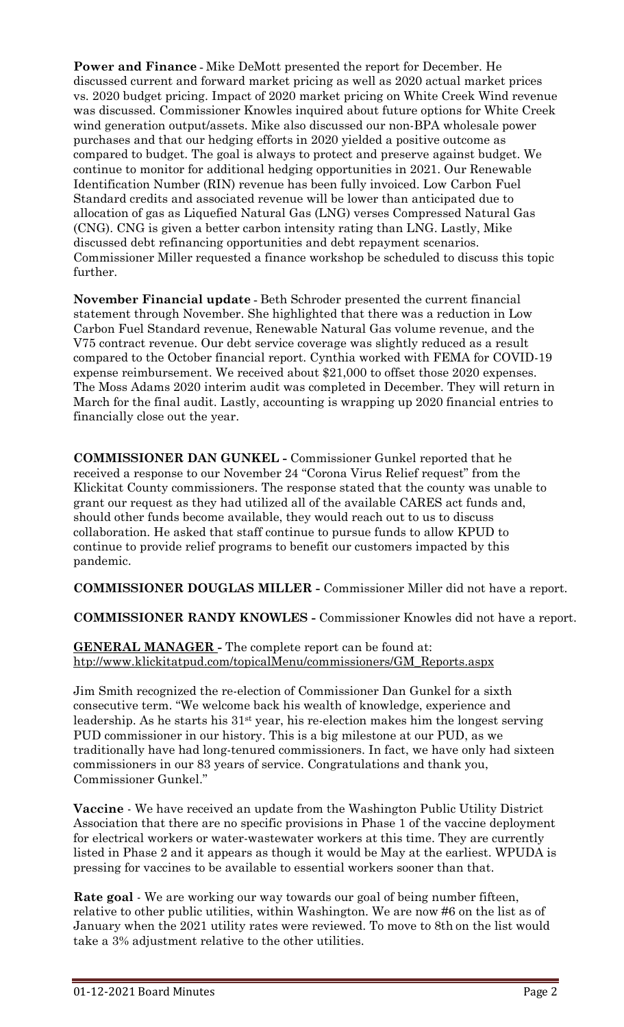**Power and Finance** - Mike DeMott presented the report for December. He discussed current and forward market pricing as well as 2020 actual market prices vs. 2020 budget pricing. Impact of 2020 market pricing on White Creek Wind revenue was discussed. Commissioner Knowles inquired about future options for White Creek wind generation output/assets. Mike also discussed our non-BPA wholesale power purchases and that our hedging efforts in 2020 yielded a positive outcome as compared to budget. The goal is always to protect and preserve against budget. We continue to monitor for additional hedging opportunities in 2021. Our Renewable Identification Number (RIN) revenue has been fully invoiced. Low Carbon Fuel Standard credits and associated revenue will be lower than anticipated due to allocation of gas as Liquefied Natural Gas (LNG) verses Compressed Natural Gas (CNG). CNG is given a better carbon intensity rating than LNG. Lastly, Mike discussed debt refinancing opportunities and debt repayment scenarios. Commissioner Miller requested a finance workshop be scheduled to discuss this topic further.

**November Financial update** - Beth Schroder presented the current financial statement through November. She highlighted that there was a reduction in Low Carbon Fuel Standard revenue, Renewable Natural Gas volume revenue, and the V75 contract revenue. Our debt service coverage was slightly reduced as a result compared to the October financial report. Cynthia worked with FEMA for COVID-19 expense reimbursement. We received about $21,000 to offset those 2020 expenses. The Moss Adams 2020 interim audit was completed in December. They will return in March for the final audit. Lastly, accounting is wrapping up 2020 financial entries to financially close out the year.

**COMMISSIONER DAN GUNKEL -** Commissioner Gunkel reported that he received a response to our November 24 "Corona Virus Relief request" from the Klickitat County commissioners. The response stated that the county was unable to grant our request as they had utilized all of the available CARES act funds and, should other funds become available, they would reach out to us to discuss collaboration. He asked that staff continue to pursue funds to allow KPUD to continue to provide relief programs to benefit our customers impacted by this pandemic.

**COMMISSIONER DOUGLAS MILLER -** Commissioner Miller did not have a report.

**COMMISSIONER RANDY KNOWLES -** Commissioner Knowles did not have a report.

**GENERAL MANAGER -** The complete report can be found at: http://www.klickitatpud.com/topicalMenu/commissioners/GM_Reports.aspx

Jim Smith recognized the re-election of Commissioner Dan Gunkel for a sixth consecutive term. "We welcome back his wealth of knowledge, experience and leadership. As he starts his 31st year, his re-election makes him the longest serving PUD commissioner in our history. This is a big milestone at our PUD, as we traditionally have had long-tenured commissioners. In fact, we have only had sixteen commissioners in our 83 years of service. Congratulations and thank you, Commissioner Gunkel."

**Vaccine** - We have received an update from the Washington Public Utility District Association that there are no specific provisions in Phase 1 of the vaccine deployment for electrical workers or water-wastewater workers at this time. They are currently listed in Phase 2 and it appears as though it would be May at the earliest. WPUDA is pressing for vaccines to be available to essential workers sooner than that.

**Rate goal** - We are working our way towards our goal of being number fifteen, relative to other public utilities, within Washington. We are now #6 on the list as of January when the 2021 utility rates were reviewed. To move to 8th on the list would take a 3% adjustment relative to the other utilities.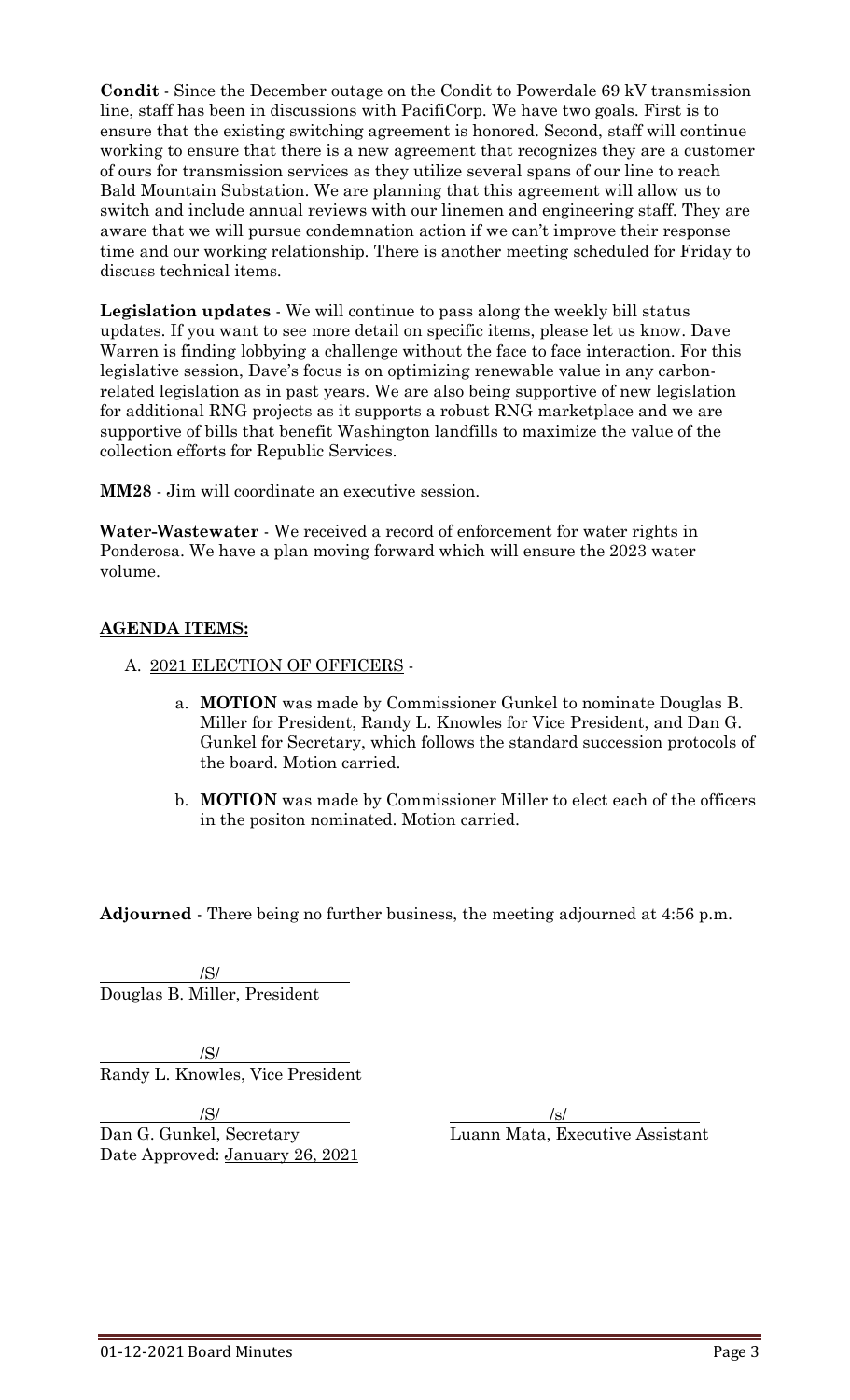**Condit** - Since the December outage on the Condit to Powerdale 69 kV transmission line, staff has been in discussions with PacifiCorp. We have two goals. First is to ensure that the existing switching agreement is honored. Second, staff will continue working to ensure that there is a new agreement that recognizes they are a customer of ours for transmission services as they utilize several spans of our line to reach Bald Mountain Substation. We are planning that this agreement will allow us to switch and include annual reviews with our linemen and engineering staff. They are aware that we will pursue condemnation action if we can't improve their response time and our working relationship. There is another meeting scheduled for Friday to discuss technical items.

**Legislation updates** - We will continue to pass along the weekly bill status updates. If you want to see more detail on specific items, please let us know. Dave Warren is finding lobbying a challenge without the face to face interaction. For this legislative session, Dave's focus is on optimizing renewable value in any carbon-related legislation as in past years. We are also being supportive of new legislation for additional RNG projects as it supports a robust RNG marketplace and we are supportive of bills that benefit Washington landfills to maximize the value of the collection efforts for Republic Services.

**MM28** - Jim will coordinate an executive session.

**Water-Wastewater** - We received a record of enforcement for water rights in Ponderosa. We have a plan moving forward which will ensure the 2023 water volume.

## AGENDA ITEMS:

A. 2021 ELECTION OF OFFICERS -

a. **MOTION** was made by Commissioner Gunkel to nominate Douglas B. Miller for President, Randy L. Knowles for Vice President, and Dan G. Gunkel for Secretary, which follows the standard succession protocols of the board. Motion carried.

b. **MOTION** was made by Commissioner Miller to elect each of the officers in the positon nominated. Motion carried.

**Adjourned** - There being no further business, the meeting adjourned at 4:56 p.m.

/S/
Douglas B. Miller, President

/S/
Randy L. Knowles, Vice President

/S/
Dan G. Gunkel, Secretary
Date Approved: January 26, 2021

/s/
Luann Mata, Executive Assistant